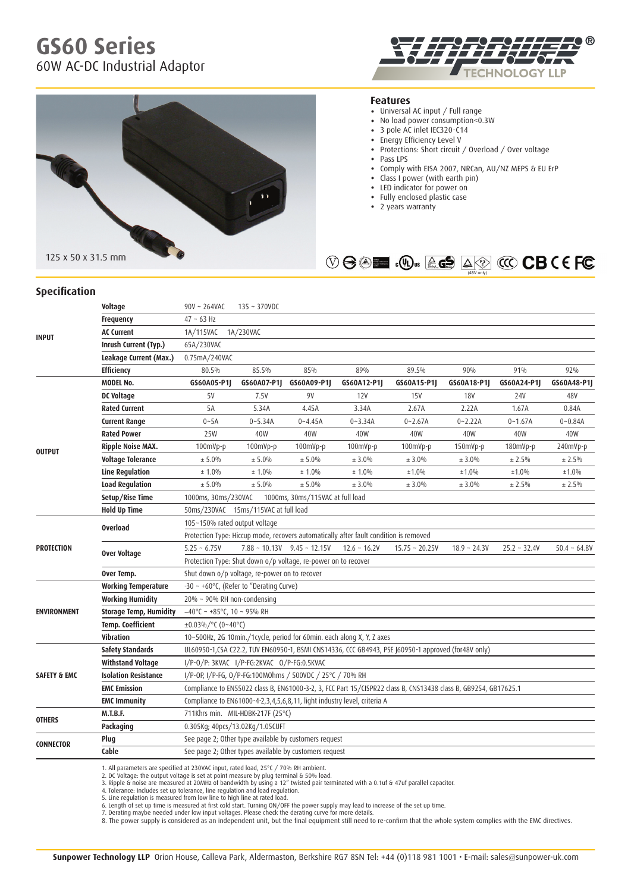# GS60 Series

60W AC-DC Industrial Adaptor

125 x 50 x 31.5 mm

## Features

- Universal AC input / Full range
- No load power consumption<0.3W
- 3 pole AC inlet IEC320-C14
- Energy Efficiency Level V
- Protections: Short circuit / Overload / Over voltage
- Pass LPS
- Comply with EISA 2007, NRCan, AU/NZ MEPS & EU ErP
- Class I power (with earth pin)
- LED indicator for power on
- Fully enclosed plastic case
- 2 years warranty

(48V only)

## Specification

| | | | | | | | | | |
|---|---|---|---|---|---|---|---|---|---|
| INPUT | Voltage | 90V ~ 264VAC 135 ~ 370VDC | | | | | | | |
| | Frequency | 47 ~ 63 Hz | | | | | | | |
| | AC Current | 1A/115VAC 1A/230VAC | | | | | | | |
| | Inrush Current (Typ.) | 65A/230VAC | | | | | | | |
| | Leakage Current (Max.) | 0.75mA/240VAC | | | | | | | |
| | Efficiency | 80.5% | 85.5% | 85% | 89% | 89.5% | 90% | 91% | 92% |
| OUTPUT | MODEL No. | GS60A05-P1J | GS60A07-P1J | GS60A09-P1J | GS60A12-P1J | GS60A15-P1J | GS60A18-P1J | GS60A24-P1J | GS60A48-P1J |
| | DC Voltage | 5V | 7.5V | 9V | 12V | 15V | 18V | 24V | 48V |
| | Rated Current | 5A | 5.34A | 4.45A | 3.34A | 2.67A | 2.22A | 1.67A | 0.84A |
| | Current Range | 0~5A | 0~5.34A | 0~4.45A | 0~3.34A | 0~2.67A | 0~2.22A | 0~1.67A | 0~0.84A |
| | Rated Power | 25W | 40W | 40W | 40W | 40W | 40W | 40W | 40W |
| | Ripple Noise MAX. | 100mVp-p | 100mVp-p | 100mVp-p | 100mVp-p | 100mVp-p | 150mVp-p | 180mVp-p | 240mVp-p |
| | Voltage Tolerance | ± 5.0% | ± 5.0% | ± 5.0% | ± 3.0% | ± 3.0% | ± 3.0% | ± 2.5% | ± 2.5% |
| | Line Regulation | ± 1.0% | ± 1.0% | ± 1.0% | ± 1.0% | ±1.0% | ±1.0% | ±1.0% | ±1.0% |
| | Load Regulation | ± 5.0% | ± 5.0% | ± 5.0% | ± 3.0% | ± 3.0% | ± 3.0% | ± 2.5% | ± 2.5% |
| | Setup/Rise Time | 1000ms, 30ms/230VAC 1000ms, 30ms/115VAC at full load | | | | | | | |
| | Hold Up Time | 50ms/230VAC 15ms/115VAC at full load | | | | | | | |
| PROTECTION | Overload | 105~150% rated output voltage | | | | | | | |
| | | Protection Type: Hiccup mode, recovers automatically after fault condition is removed | | | | | | | |
| | Over Voltage | 5.25 ~ 6.75V | 7.88 ~ 10.13V | 9.45 ~ 12.15V | 12.6 ~ 16.2V | 15.75 ~ 20.25V | 18.9 ~ 24.3V | 25.2 ~ 32.4V | 50.4 ~ 64.8V |
| | | Protection Type: Shut down o/p voltage, re-power on to recover | | | | | | | |
| | Over Temp. | Shut down o/p voltage, re-power on to recover | | | | | | | |
| ENVIRONMENT | Working Temperature | -30 ~ +60°C, (Refer to "Derating Curve) | | | | | | | |
| | Working Humidity | 20% ~ 90% RH non-condensing | | | | | | | |
| | Storage Temp, Humidity | −40°C ~ +85°C, 10 ~ 95% RH | | | | | | | |
| | Temp. Coefficient | ±0.03%/°C (0~40°C) | | | | | | | |
| | Vibration | 10~500Hz, 2G 10min./1cycle, period for 60min. each along X, Y, Z axes | | | | | | | |
| SAFETY & EMC | Safety Standards | UL60950-1,CSA C22.2, TUV EN60950-1, BSMI CNS14336, CCC GB4943, PSE J60950-1 approved (for48V only) | | | | | | | |
| | Withstand Voltage | I/P-O/P: 3KVAC I/P-FG:2KVAC O/P-FG:0.5KVAC | | | | | | | |
| | Isolation Resistance | I/P-OP, I/P-FG, O/P-FG:100MOhms / 500VDC / 25°C / 70% RH | | | | | | | |
| | EMC Emission | Compliance to EN55022 class B, EN61000-3-2, 3, FCC Part 15/CISPR22 class B, CNS13438 class B, GB9254, GB17625.1 | | | | | | | |
| | EMC Immunity | Compliance to EN61000-4-2,3,4,5,6,8,11, light industry level, criteria A | | | | | | | |
| OTHERS | M.T.B.F. | 711Khrs min. MIL-HDBK-217F (25°C) | | | | | | | |
| | Packaging | 0.305Kg; 40pcs/13.02Kg/1.05CUFT | | | | | | | |
| CONNECTOR | Plug | See page 2; Other type available by customers request | | | | | | | |
| | Cable | See page 2; Other types available by customers request | | | | | | | |

1. All parameters are specified at 230VAC input, rated load, 25°C / 70% RH ambient.
2. DC Voltage: the output voltage is set at point measure by plug terminal & 50% load.
3. Ripple & noise are measured at 20MHz of bandwidth by using a 12" twisted pair terminated with a 0.1uf & 47uf parallel capacitor.
4. Tolerance: Includes set up tolerance, line regulation and load regulation.
5. Line regulation is measured from low line to high line at rated load.
6. Length of set up time is measured at first cold start. Turning ON/OFF the power supply may lead to increase of the set up time.
7. Derating maybe needed under low input voltages. Please check the derating curve for more details.
8. The power supply is considered as an independent unit, but the final equipment still need to re-confirm that the whole system complies with the EMC directives.

**Sunpower Technology LLP** Orion House, Calleva Park, Aldermaston, Berkshire RG7 8SN Tel: +44 (0)118 981 1001 • E-mail: sales@sunpower-uk.com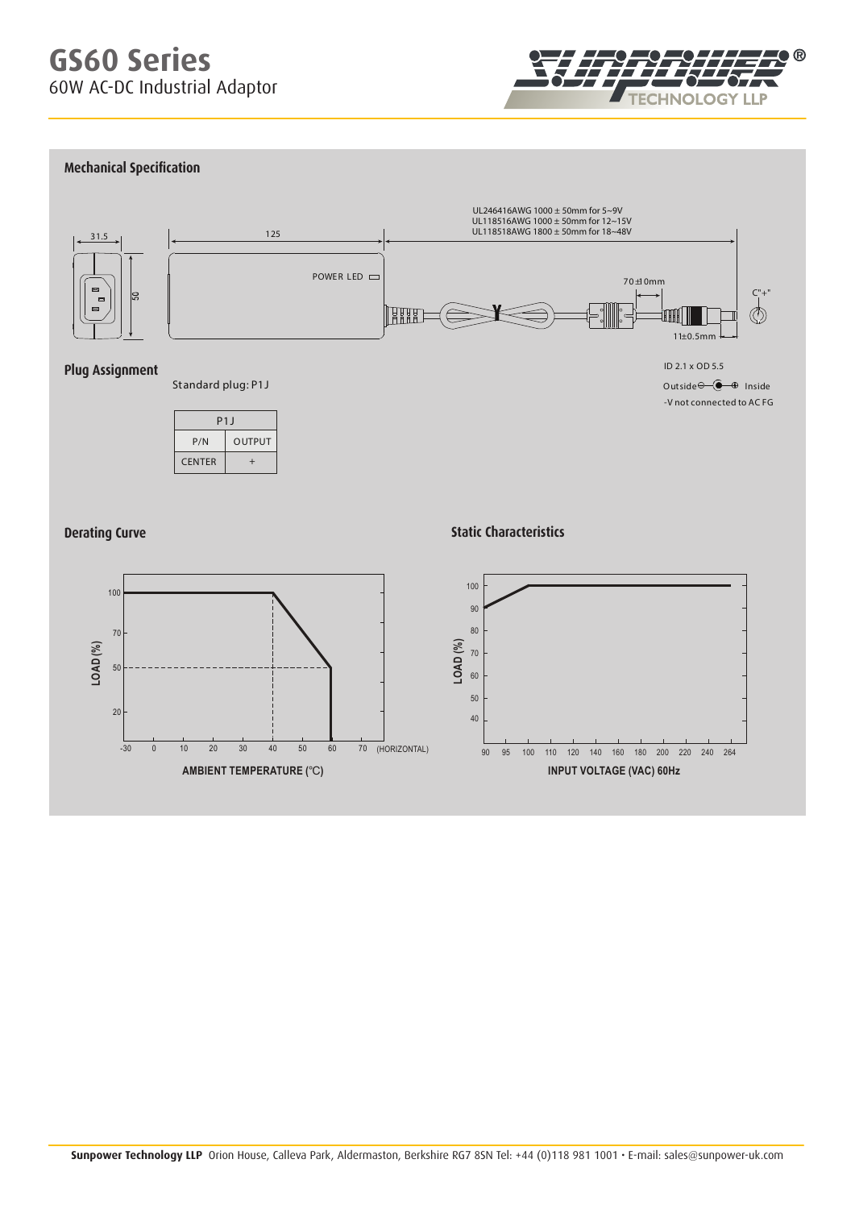# GS60 Series

60W AC-DC Industrial Adaptor

## Mechanical Specification

31.5

50

125

POWER LED

UL246416AWG 1000 ± 50mm for 5~9V
UL118516AWG 1000 ± 50mm for 12~15V
UL118518AWG 1800 ± 50mm for 18~48V

70±10mm

C"+"

11±0.5mm

ID 2.1 x OD 5.5

Outside ⊖ ⊕ Inside

-V not connected to AC FG

## Plug Assignment

Standard plug: P1J

| P1J | |
|---|---|
| P/N | OUTPUT |
| CENTER | + |

## Derating Curve

LOAD (%)

100
70
50
20

-30 0 10 20 30 40 50 60 70 (HORIZONTAL)

AMBIENT TEMPERATURE (℃)

## Static Characteristics

LOAD (%)

100
90
80
70
60
50
40

90 95 100 110 120 140 160 180 200 220 240 264

INPUT VOLTAGE (VAC) 60Hz

**Sunpower Technology LLP** Orion House, Calleva Park, Aldermaston, Berkshire RG7 8SN Tel: +44 (0)118 981 1001 • E-mail: sales@sunpower-uk.com